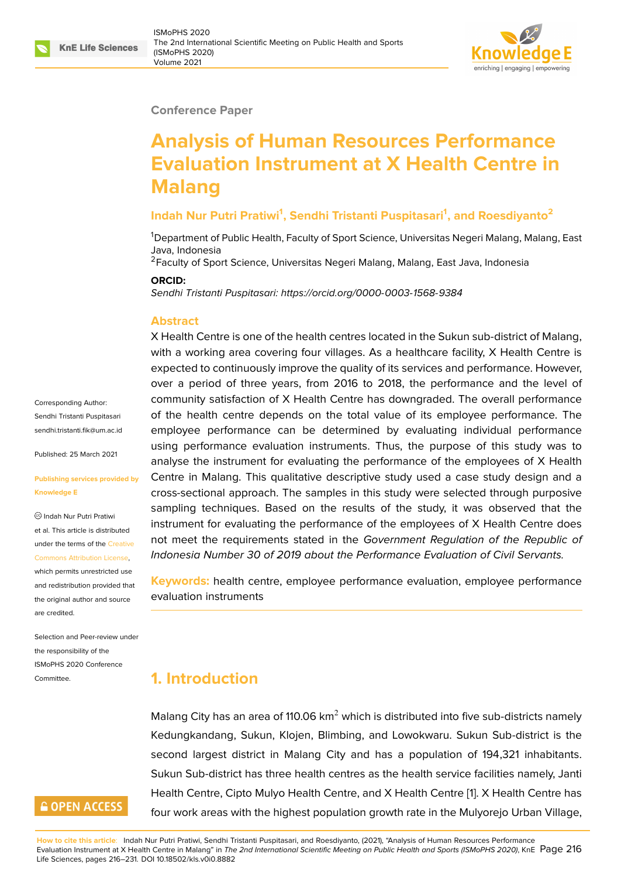Conference Paper

# Analysis of Human Resources Performance Evaluation Instrument at X Health Centre in Malang

**Indah Nur Putri Pratiwi[1], Sendhi Tristanti Puspitasari[1], and Roesdiyanto[2]**

[1]Department of Public Health, Faculty of Sport Science, Universitas Negeri Malang, Malang, East Java, Indonesia
[2]Faculty of Sport Science, Universitas Negeri Malang, Malang, East Java, Indonesia

**ORCID:**
*Sendhi Tristanti Puspitasari: https://orcid.org/0000-0003-1568-9384*

Corresponding Author:
Sendhi Tristanti Puspitasari
sendhi.tristanti.fik@um.ac.id

Published: 25 March 2021

**Publishing services provided by Knowledge E**

© Indah Nur Putri Pratiwi et al. This article is distributed under the terms of the Creative Commons Attribution License, which permits unrestricted use and redistribution provided that the original author and source are credited.

Selection and Peer-review under the responsibility of the ISMoPHS 2020 Conference Committee.

## Abstract

X Health Centre is one of the health centres located in the Sukun sub-district of Malang, with a working area covering four villages. As a healthcare facility, X Health Centre is expected to continuously improve the quality of its services and performance. However, over a period of three years, from 2016 to 2018, the performance and the level of community satisfaction of X Health Centre has downgraded. The overall performance of the health centre depends on the total value of its employee performance. The employee performance can be determined by evaluating individual performance using performance evaluation instruments. Thus, the purpose of this study was to analyse the instrument for evaluating the performance of the employees of X Health Centre in Malang. This qualitative descriptive study used a case study design and a cross-sectional approach. The samples in this study were selected through purposive sampling techniques. Based on the results of the study, it was observed that the instrument for evaluating the performance of the employees of X Health Centre does not meet the requirements stated in the *Government Regulation of the Republic of Indonesia Number 30 of 2019 about the Performance Evaluation of Civil Servants.*

**Keywords:** health centre, employee performance evaluation, employee performance evaluation instruments

## 1. Introduction

Malang City has an area of 110.06 km$^2$ which is distributed into five sub-districts namely Kedungkandang, Sukun, Klojen, Blimbing, and Lowokwaru. Sukun Sub-district is the second largest district in Malang City and has a population of 194,321 inhabitants. Sukun Sub-district has three health centres as the health service facilities namely, Janti Health Centre, Cipto Mulyo Health Centre, and X Health Centre [1]. X Health Centre has four work areas with the highest population growth rate in the Mulyorejo Urban Village,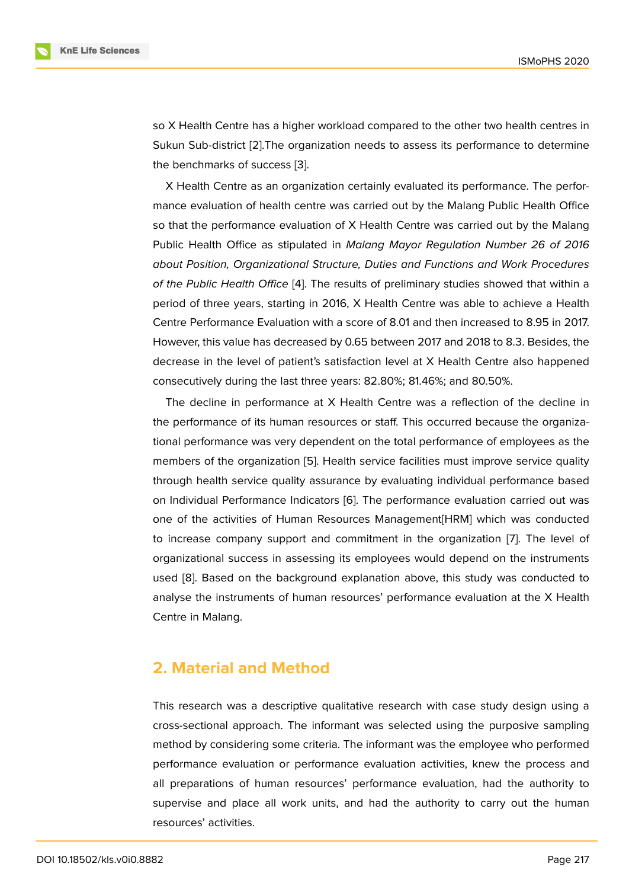so X Health Centre has a higher workload compared to the other two health centres in Sukun Sub-district [2].The organization needs to assess its performance to determine the benchmarks of success [3].

X Health Centre as an organization certainly evaluated its performance. The performance evaluation of health centre was carried out by the Malang Public Health Office so that the performance evaluation of X Health Centre was carried out by the Malang Public Health Office as stipulated in *Malang Mayor Regulation Number 26 of 2016 about Position, Organizational Structure, Duties and Functions and Work Procedures of the Public Health Office* [4]. The results of preliminary studies showed that within a period of three years, starting in 2016, X Health Centre was able to achieve a Health Centre Performance Evaluation with a score of 8.01 and then increased to 8.95 in 2017. However, this value has decreased by 0.65 between 2017 and 2018 to 8.3. Besides, the decrease in the level of patient's satisfaction level at X Health Centre also happened consecutively during the last three years: 82.80%; 81.46%; and 80.50%.

The decline in performance at X Health Centre was a reflection of the decline in the performance of its human resources or staff. This occurred because the organizational performance was very dependent on the total performance of employees as the members of the organization [5]. Health service facilities must improve service quality through health service quality assurance by evaluating individual performance based on Individual Performance Indicators [6]. The performance evaluation carried out was one of the activities of Human Resources Management[HRM] which was conducted to increase company support and commitment in the organization [7]. The level of organizational success in assessing its employees would depend on the instruments used [8]. Based on the background explanation above, this study was conducted to analyse the instruments of human resources' performance evaluation at the X Health Centre in Malang.

## 2. Material and Method

This research was a descriptive qualitative research with case study design using a cross-sectional approach. The informant was selected using the purposive sampling method by considering some criteria. The informant was the employee who performed performance evaluation or performance evaluation activities, knew the process and all preparations of human resources' performance evaluation, had the authority to supervise and place all work units, and had the authority to carry out the human resources' activities.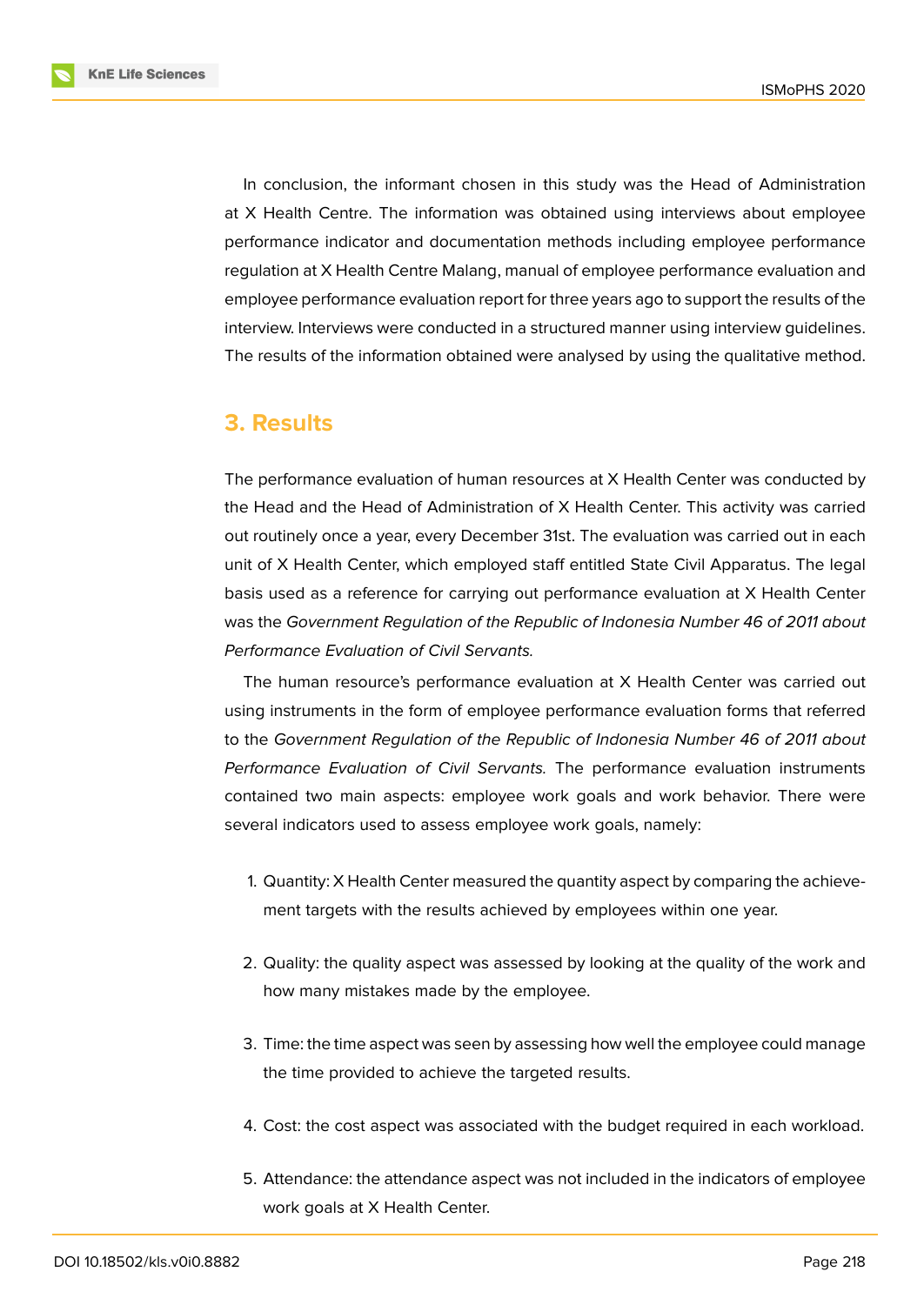In conclusion, the informant chosen in this study was the Head of Administration at X Health Centre. The information was obtained using interviews about employee performance indicator and documentation methods including employee performance regulation at X Health Centre Malang, manual of employee performance evaluation and employee performance evaluation report for three years ago to support the results of the interview. Interviews were conducted in a structured manner using interview guidelines. The results of the information obtained were analysed by using the qualitative method.

## 3. Results

The performance evaluation of human resources at X Health Center was conducted by the Head and the Head of Administration of X Health Center. This activity was carried out routinely once a year, every December 31st. The evaluation was carried out in each unit of X Health Center, which employed staff entitled State Civil Apparatus. The legal basis used as a reference for carrying out performance evaluation at X Health Center was the *Government Regulation of the Republic of Indonesia Number 46 of 2011 about Performance Evaluation of Civil Servants.*

The human resource's performance evaluation at X Health Center was carried out using instruments in the form of employee performance evaluation forms that referred to the *Government Regulation of the Republic of Indonesia Number 46 of 2011 about Performance Evaluation of Civil Servants.* The performance evaluation instruments contained two main aspects: employee work goals and work behavior. There were several indicators used to assess employee work goals, namely:

1. Quantity: X Health Center measured the quantity aspect by comparing the achievement targets with the results achieved by employees within one year.
2. Quality: the quality aspect was assessed by looking at the quality of the work and how many mistakes made by the employee.
3. Time: the time aspect was seen by assessing how well the employee could manage the time provided to achieve the targeted results.
4. Cost: the cost aspect was associated with the budget required in each workload.
5. Attendance: the attendance aspect was not included in the indicators of employee work goals at X Health Center.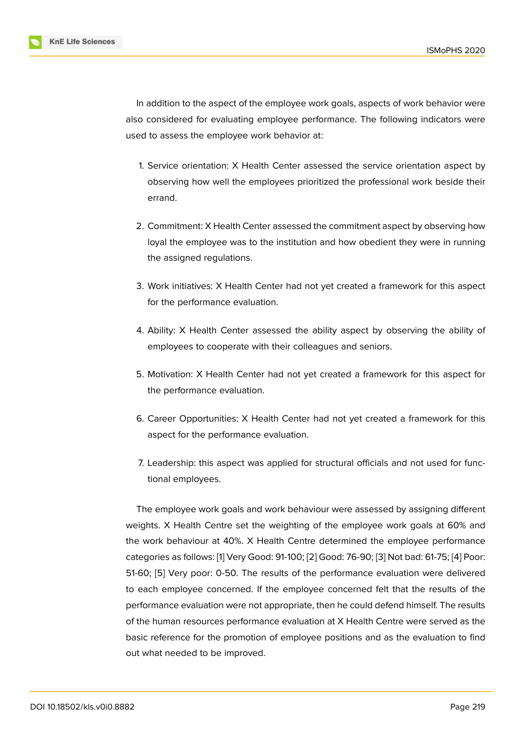In addition to the aspect of the employee work goals, aspects of work behavior were also considered for evaluating employee performance. The following indicators were used to assess the employee work behavior at:

1. Service orientation: X Health Center assessed the service orientation aspect by observing how well the employees prioritized the professional work beside their errand.
2. Commitment: X Health Center assessed the commitment aspect by observing how loyal the employee was to the institution and how obedient they were in running the assigned regulations.
3. Work initiatives: X Health Center had not yet created a framework for this aspect for the performance evaluation.
4. Ability: X Health Center assessed the ability aspect by observing the ability of employees to cooperate with their colleagues and seniors.
5. Motivation: X Health Center had not yet created a framework for this aspect for the performance evaluation.
6. Career Opportunities: X Health Center had not yet created a framework for this aspect for the performance evaluation.
7. Leadership: this aspect was applied for structural officials and not used for functional employees.

The employee work goals and work behaviour were assessed by assigning different weights. X Health Centre set the weighting of the employee work goals at 60% and the work behaviour at 40%. X Health Centre determined the employee performance categories as follows: [1] Very Good: 91-100; [2] Good: 76-90; [3] Not bad: 61-75; [4] Poor: 51-60; [5] Very poor: 0-50. The results of the performance evaluation were delivered to each employee concerned. If the employee concerned felt that the results of the performance evaluation were not appropriate, then he could defend himself. The results of the human resources performance evaluation at X Health Centre were served as the basic reference for the promotion of employee positions and as the evaluation to find out what needed to be improved.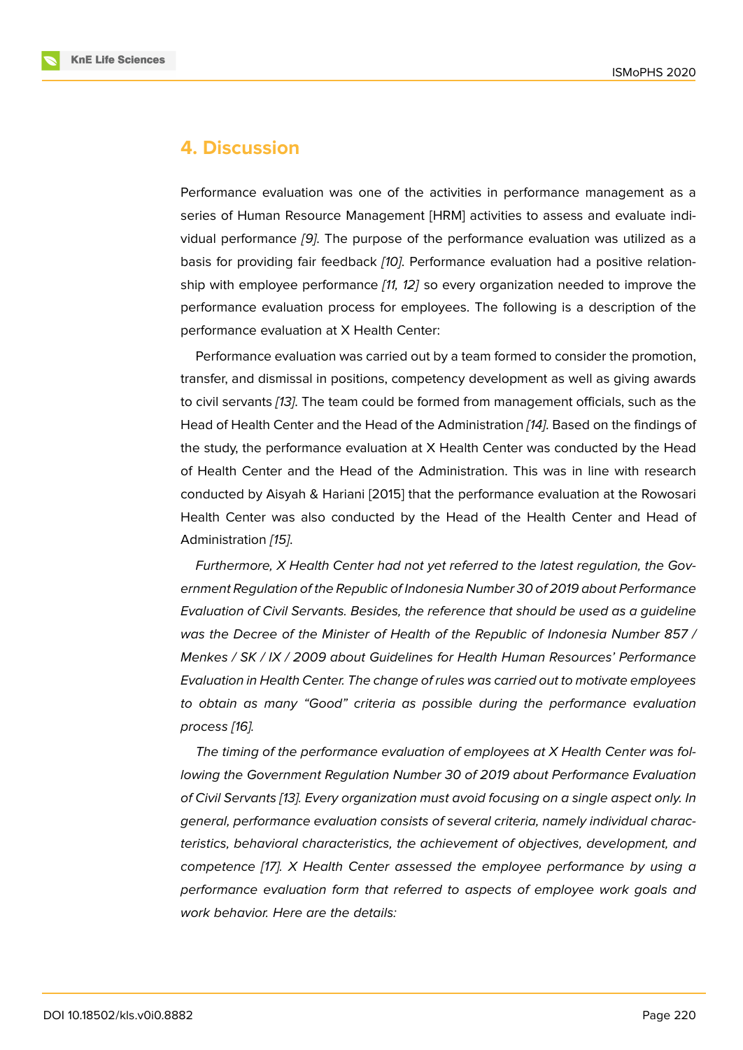## 4. Discussion

Performance evaluation was one of the activities in performance management as a series of Human Resource Management [HRM] activities to assess and evaluate individual performance *[9]*. The purpose of the performance evaluation was utilized as a basis for providing fair feedback *[10]*. Performance evaluation had a positive relationship with employee performance *[11, 12]* so every organization needed to improve the performance evaluation process for employees. The following is a description of the performance evaluation at X Health Center:

Performance evaluation was carried out by a team formed to consider the promotion, transfer, and dismissal in positions, competency development as well as giving awards to civil servants *[13]*. The team could be formed from management officials, such as the Head of Health Center and the Head of the Administration *[14]*. Based on the findings of the study, the performance evaluation at X Health Center was conducted by the Head of Health Center and the Head of the Administration. This was in line with research conducted by Aisyah & Hariani [2015] that the performance evaluation at the Rowosari Health Center was also conducted by the Head of the Health Center and Head of Administration *[15]*.

*Furthermore, X Health Center had not yet referred to the latest regulation, the Government Regulation of the Republic of Indonesia Number 30 of 2019 about Performance Evaluation of Civil Servants. Besides, the reference that should be used as a guideline was the Decree of the Minister of Health of the Republic of Indonesia Number 857 / Menkes / SK / IX / 2009 about Guidelines for Health Human Resources' Performance Evaluation in Health Center. The change of rules was carried out to motivate employees to obtain as many "Good" criteria as possible during the performance evaluation process [16].*

*The timing of the performance evaluation of employees at X Health Center was following the Government Regulation Number 30 of 2019 about Performance Evaluation of Civil Servants [13]. Every organization must avoid focusing on a single aspect only. In general, performance evaluation consists of several criteria, namely individual characteristics, behavioral characteristics, the achievement of objectives, development, and competence [17]. X Health Center assessed the employee performance by using a performance evaluation form that referred to aspects of employee work goals and work behavior. Here are the details:*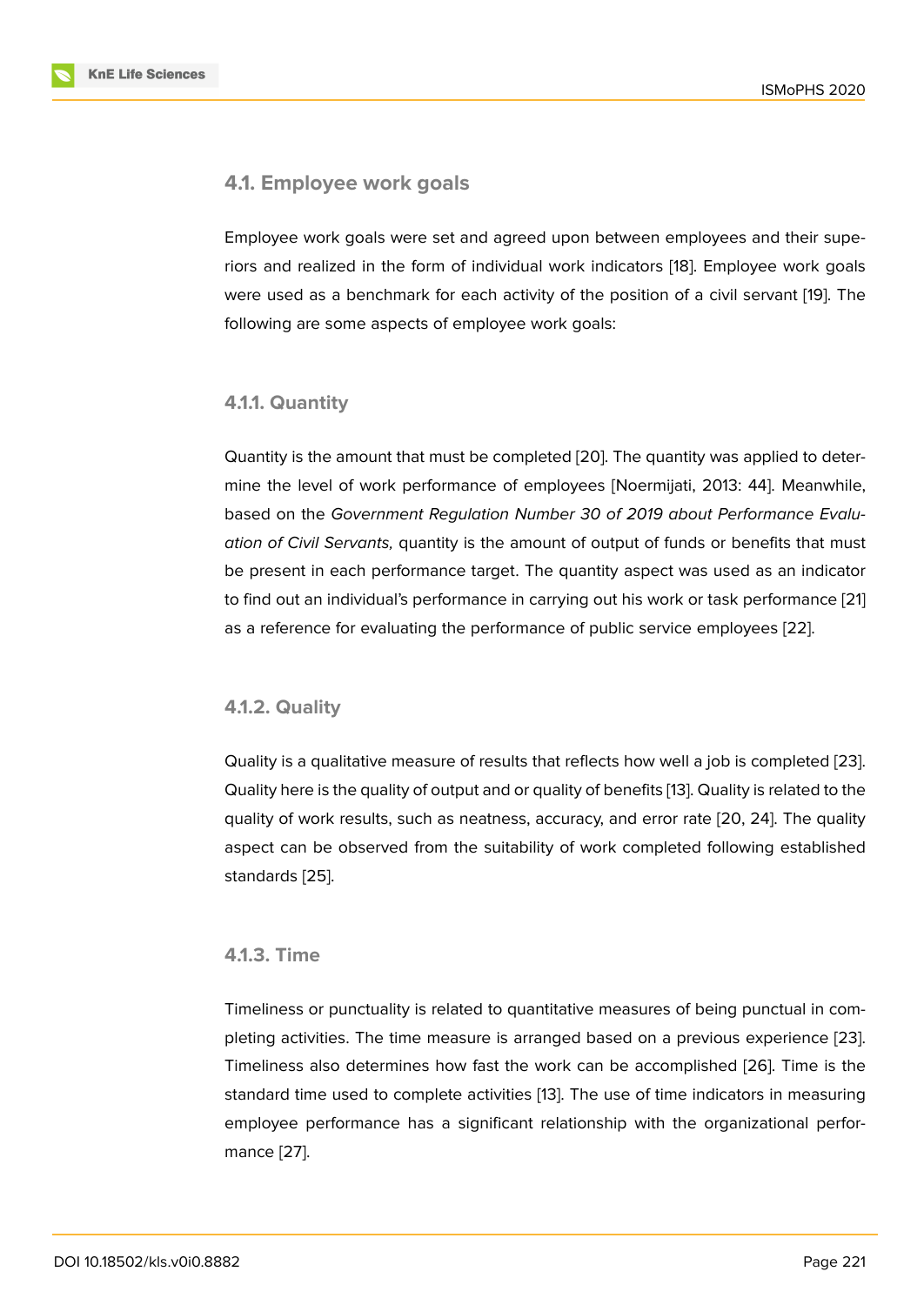### 4.1. Employee work goals

Employee work goals were set and agreed upon between employees and their superiors and realized in the form of individual work indicators [18]. Employee work goals were used as a benchmark for each activity of the position of a civil servant [19]. The following are some aspects of employee work goals:

#### 4.1.1. Quantity

Quantity is the amount that must be completed [20]. The quantity was applied to determine the level of work performance of employees [Noermijati, 2013: 44]. Meanwhile, based on the *Government Regulation Number 30 of 2019 about Performance Evaluation of Civil Servants,* quantity is the amount of output of funds or benefits that must be present in each performance target. The quantity aspect was used as an indicator to find out an individual's performance in carrying out his work or task performance [21] as a reference for evaluating the performance of public service employees [22].

#### 4.1.2. Quality

Quality is a qualitative measure of results that reflects how well a job is completed [23]. Quality here is the quality of output and or quality of benefits [13]. Quality is related to the quality of work results, such as neatness, accuracy, and error rate [20, 24]. The quality aspect can be observed from the suitability of work completed following established standards [25].

#### 4.1.3. Time

Timeliness or punctuality is related to quantitative measures of being punctual in completing activities. The time measure is arranged based on a previous experience [23]. Timeliness also determines how fast the work can be accomplished [26]. Time is the standard time used to complete activities [13]. The use of time indicators in measuring employee performance has a significant relationship with the organizational performance [27].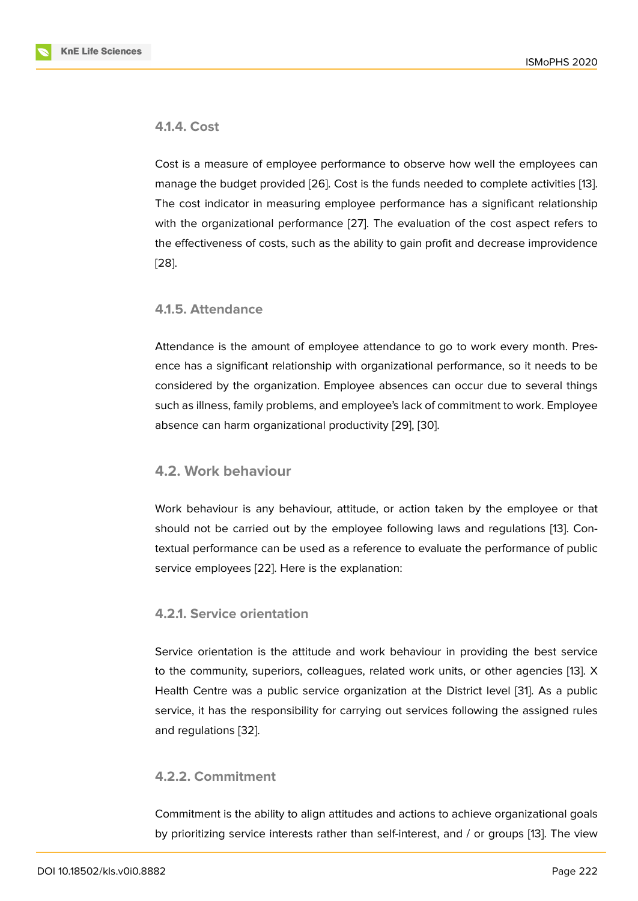#### 4.1.4. Cost

Cost is a measure of employee performance to observe how well the employees can manage the budget provided [26]. Cost is the funds needed to complete activities [13]. The cost indicator in measuring employee performance has a significant relationship with the organizational performance [27]. The evaluation of the cost aspect refers to the effectiveness of costs, such as the ability to gain profit and decrease improvidence [28].

#### 4.1.5. Attendance

Attendance is the amount of employee attendance to go to work every month. Presence has a significant relationship with organizational performance, so it needs to be considered by the organization. Employee absences can occur due to several things such as illness, family problems, and employee's lack of commitment to work. Employee absence can harm organizational productivity [29], [30].

### 4.2. Work behaviour

Work behaviour is any behaviour, attitude, or action taken by the employee or that should not be carried out by the employee following laws and regulations [13]. Contextual performance can be used as a reference to evaluate the performance of public service employees [22]. Here is the explanation:

#### 4.2.1. Service orientation

Service orientation is the attitude and work behaviour in providing the best service to the community, superiors, colleagues, related work units, or other agencies [13]. X Health Centre was a public service organization at the District level [31]. As a public service, it has the responsibility for carrying out services following the assigned rules and regulations [32].

#### 4.2.2. Commitment

Commitment is the ability to align attitudes and actions to achieve organizational goals by prioritizing service interests rather than self-interest, and / or groups [13]. The view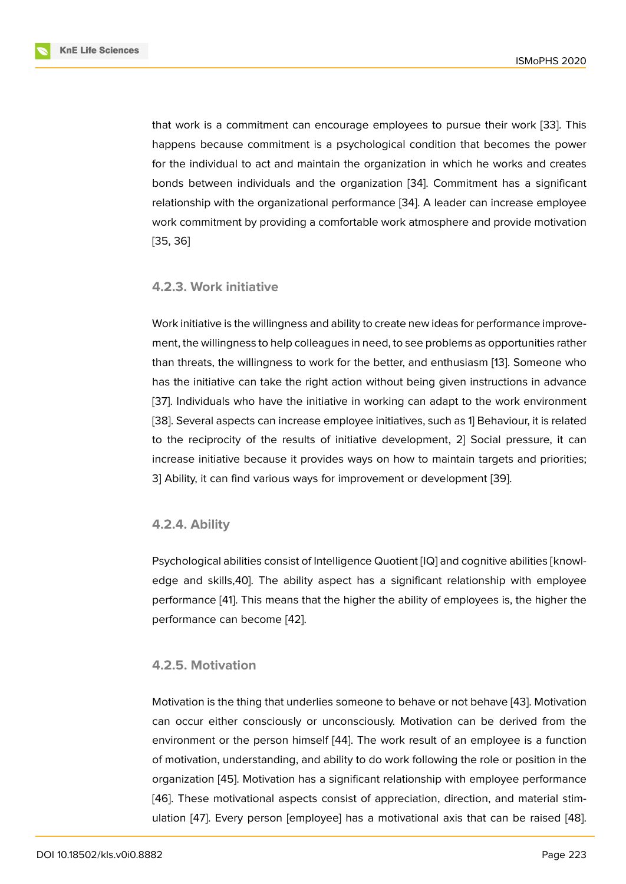that work is a commitment can encourage employees to pursue their work [33]. This happens because commitment is a psychological condition that becomes the power for the individual to act and maintain the organization in which he works and creates bonds between individuals and the organization [34]. Commitment has a significant relationship with the organizational performance [34]. A leader can increase employee work commitment by providing a comfortable work atmosphere and provide motivation [35, 36]

#### 4.2.3. Work initiative

Work initiative is the willingness and ability to create new ideas for performance improvement, the willingness to help colleagues in need, to see problems as opportunities rather than threats, the willingness to work for the better, and enthusiasm [13]. Someone who has the initiative can take the right action without being given instructions in advance [37]. Individuals who have the initiative in working can adapt to the work environment [38]. Several aspects can increase employee initiatives, such as 1] Behaviour, it is related to the reciprocity of the results of initiative development, 2] Social pressure, it can increase initiative because it provides ways on how to maintain targets and priorities; 3] Ability, it can find various ways for improvement or development [39].

#### 4.2.4. Ability

Psychological abilities consist of Intelligence Quotient [IQ] and cognitive abilities [knowledge and skills,40]. The ability aspect has a significant relationship with employee performance [41]. This means that the higher the ability of employees is, the higher the performance can become [42].

#### 4.2.5. Motivation

Motivation is the thing that underlies someone to behave or not behave [43]. Motivation can occur either consciously or unconsciously. Motivation can be derived from the environment or the person himself [44]. The work result of an employee is a function of motivation, understanding, and ability to do work following the role or position in the organization [45]. Motivation has a significant relationship with employee performance [46]. These motivational aspects consist of appreciation, direction, and material stimulation [47]. Every person [employee] has a motivational axis that can be raised [48].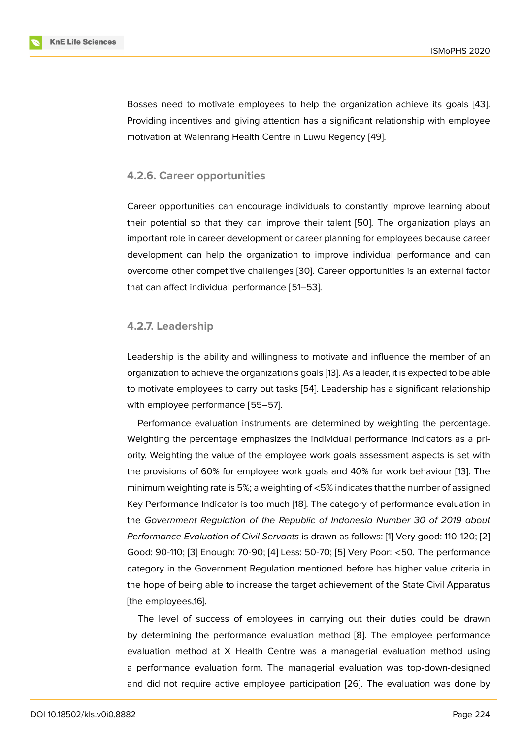Bosses need to motivate employees to help the organization achieve its goals [43]. Providing incentives and giving attention has a significant relationship with employee motivation at Walenrang Health Centre in Luwu Regency [49].

#### 4.2.6. Career opportunities

Career opportunities can encourage individuals to constantly improve learning about their potential so that they can improve their talent [50]. The organization plays an important role in career development or career planning for employees because career development can help the organization to improve individual performance and can overcome other competitive challenges [30]. Career opportunities is an external factor that can affect individual performance [51–53].

#### 4.2.7. Leadership

Leadership is the ability and willingness to motivate and influence the member of an organization to achieve the organization's goals [13]. As a leader, it is expected to be able to motivate employees to carry out tasks [54]. Leadership has a significant relationship with employee performance [55–57].

Performance evaluation instruments are determined by weighting the percentage. Weighting the percentage emphasizes the individual performance indicators as a priority. Weighting the value of the employee work goals assessment aspects is set with the provisions of 60% for employee work goals and 40% for work behaviour [13]. The minimum weighting rate is 5%; a weighting of <5% indicates that the number of assigned Key Performance Indicator is too much [18]. The category of performance evaluation in the *Government Regulation of the Republic of Indonesia Number 30 of 2019 about Performance Evaluation of Civil Servants* is drawn as follows: [1] Very good: 110-120; [2] Good: 90-110; [3] Enough: 70-90; [4] Less: 50-70; [5] Very Poor: <50. The performance category in the Government Regulation mentioned before has higher value criteria in the hope of being able to increase the target achievement of the State Civil Apparatus [the employees,16].

The level of success of employees in carrying out their duties could be drawn by determining the performance evaluation method [8]. The employee performance evaluation method at X Health Centre was a managerial evaluation method using a performance evaluation form. The managerial evaluation was top-down-designed and did not require active employee participation [26]. The evaluation was done by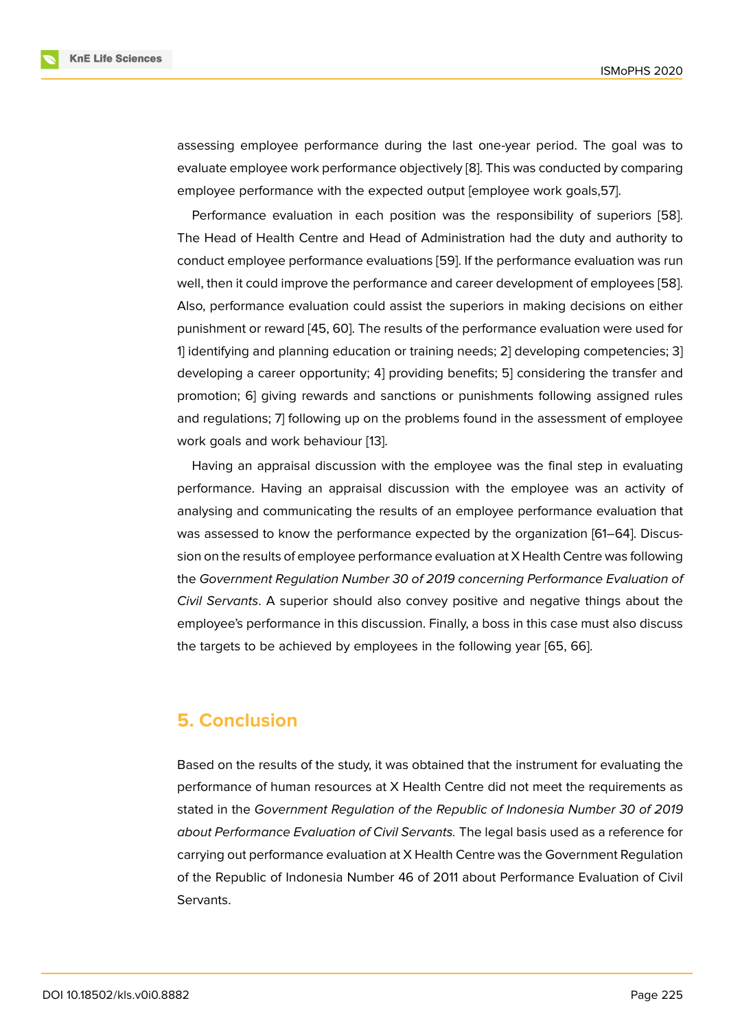assessing employee performance during the last one-year period. The goal was to evaluate employee work performance objectively [8]. This was conducted by comparing employee performance with the expected output [employee work goals,57].

Performance evaluation in each position was the responsibility of superiors [58]. The Head of Health Centre and Head of Administration had the duty and authority to conduct employee performance evaluations [59]. If the performance evaluation was run well, then it could improve the performance and career development of employees [58]. Also, performance evaluation could assist the superiors in making decisions on either punishment or reward [45, 60]. The results of the performance evaluation were used for 1] identifying and planning education or training needs; 2] developing competencies; 3] developing a career opportunity; 4] providing benefits; 5] considering the transfer and promotion; 6] giving rewards and sanctions or punishments following assigned rules and regulations; 7] following up on the problems found in the assessment of employee work goals and work behaviour [13].

Having an appraisal discussion with the employee was the final step in evaluating performance. Having an appraisal discussion with the employee was an activity of analysing and communicating the results of an employee performance evaluation that was assessed to know the performance expected by the organization [61–64]. Discussion on the results of employee performance evaluation at X Health Centre was following the *Government Regulation Number 30 of 2019 concerning Performance Evaluation of Civil Servants*. A superior should also convey positive and negative things about the employee's performance in this discussion. Finally, a boss in this case must also discuss the targets to be achieved by employees in the following year [65, 66].

## 5. Conclusion

Based on the results of the study, it was obtained that the instrument for evaluating the performance of human resources at X Health Centre did not meet the requirements as stated in the *Government Regulation of the Republic of Indonesia Number 30 of 2019 about Performance Evaluation of Civil Servants.* The legal basis used as a reference for carrying out performance evaluation at X Health Centre was the Government Regulation of the Republic of Indonesia Number 46 of 2011 about Performance Evaluation of Civil Servants.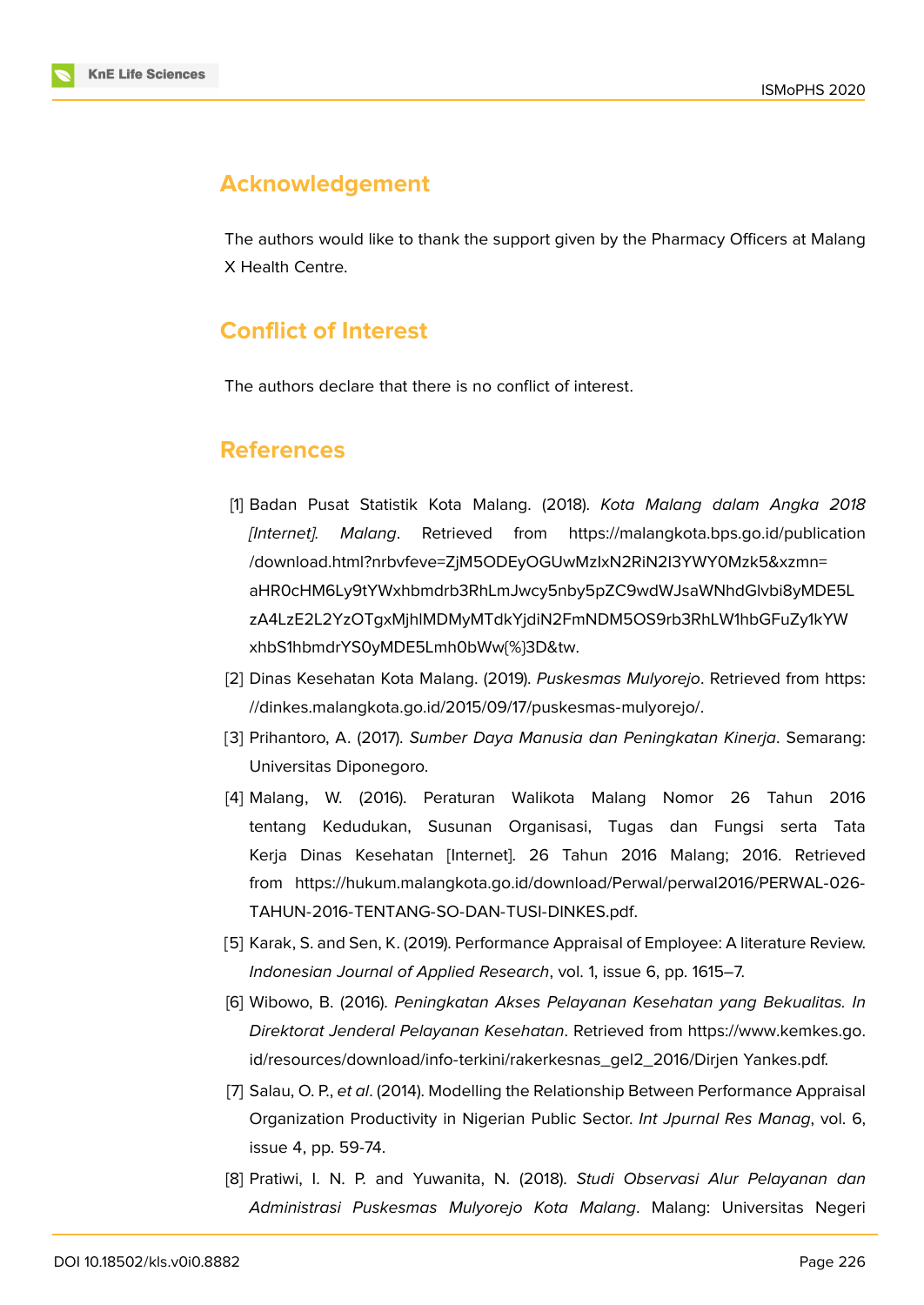## Acknowledgement

The authors would like to thank the support given by the Pharmacy Officers at Malang X Health Centre.

## Conflict of Interest

The authors declare that there is no conflict of interest.

## References

[1] Badan Pusat Statistik Kota Malang. (2018). *Kota Malang dalam Angka 2018 [Internet]. Malang*. Retrieved from https://malangkota.bps.go.id/publication/download.html?nrbvfeve=ZjM5ODEyOGUwMzIxN2RiN2I3YWY0Mzk5&xzmn=aHR0cHM6Ly9tYWxhbmdrb3RhLmJwcy5nby5pZC9wdWJsaWNhdGlvbi8yMDE5LzA4LzE2L2YzOTgxMjhlMDMyMTdkYjdiN2FmNDM5OS9rb3RhLW1hbGFuZy1kYWxhbS1hbmdrYS0yMDE5Lmh0bWw{%}3D&tw.

[2] Dinas Kesehatan Kota Malang. (2019). *Puskesmas Mulyorejo*. Retrieved from https://dinkes.malangkota.go.id/2015/09/17/puskesmas-mulyorejo/.

[3] Prihantoro, A. (2017). *Sumber Daya Manusia dan Peningkatan Kinerja*. Semarang: Universitas Diponegoro.

[4] Malang, W. (2016). Peraturan Walikota Malang Nomor 26 Tahun 2016 tentang Kedudukan, Susunan Organisasi, Tugas dan Fungsi serta Tata Kerja Dinas Kesehatan [Internet]. 26 Tahun 2016 Malang; 2016. Retrieved from https://hukum.malangkota.go.id/download/Perwal/perwal2016/PERWAL-026-TAHUN-2016-TENTANG-SO-DAN-TUSI-DINKES.pdf.

[5] Karak, S. and Sen, K. (2019). Performance Appraisal of Employee: A literature Review. *Indonesian Journal of Applied Research*, vol. 1, issue 6, pp. 1615–7.

[6] Wibowo, B. (2016). *Peningkatan Akses Pelayanan Kesehatan yang Bekualitas. In Direktorat Jenderal Pelayanan Kesehatan*. Retrieved from https://www.kemkes.go.id/resources/download/info-terkini/rakerkesnas_gel2_2016/Dirjen Yankes.pdf.

[7] Salau, O. P., *et al*. (2014). Modelling the Relationship Between Performance Appraisal Organization Productivity in Nigerian Public Sector. *Int Jpurnal Res Manag*, vol. 6, issue 4, pp. 59-74.

[8] Pratiwi, I. N. P. and Yuwanita, N. (2018). *Studi Observasi Alur Pelayanan dan Administrasi Puskesmas Mulyorejo Kota Malang*. Malang: Universitas Negeri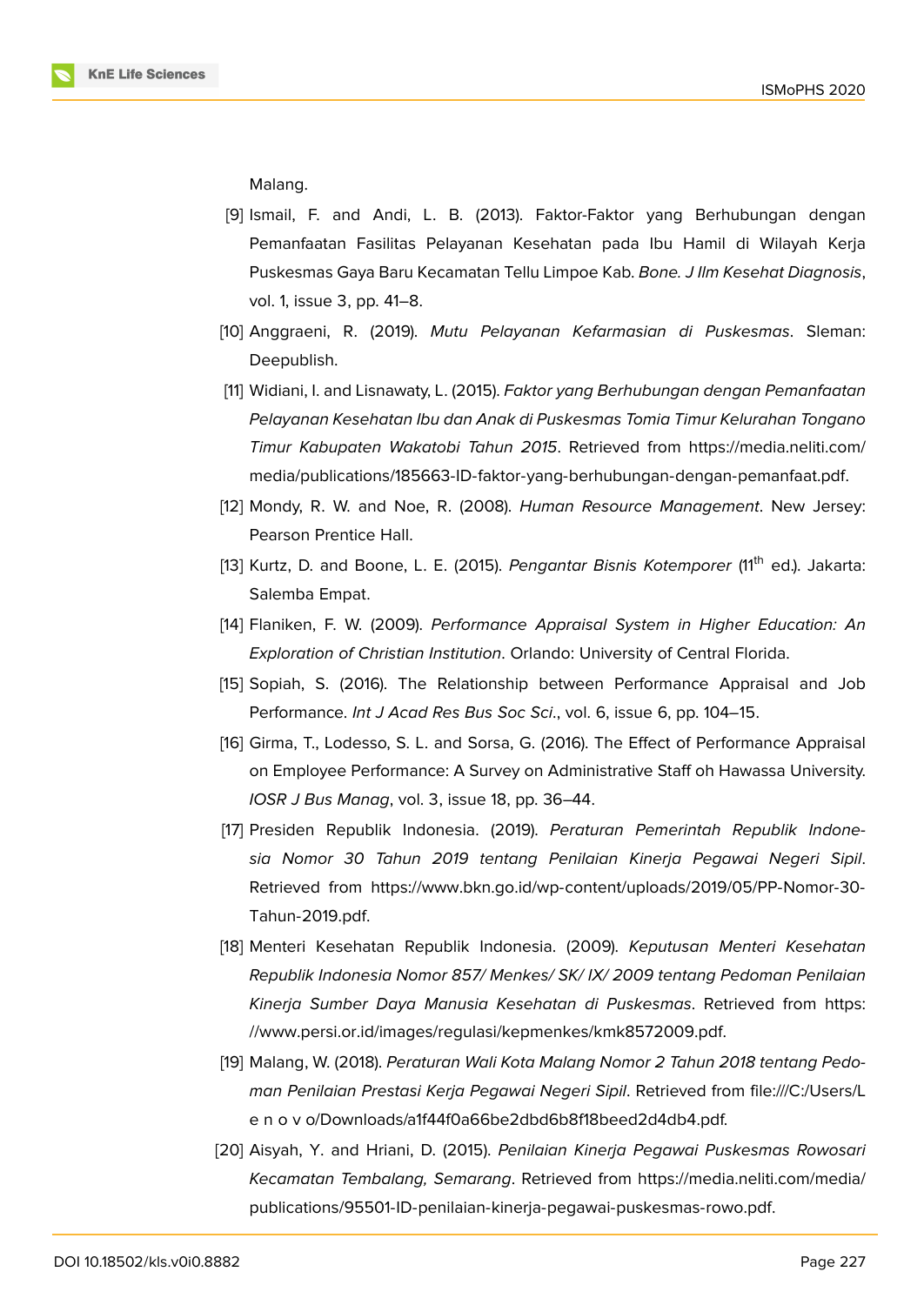Malang.

[9] Ismail, F. and Andi, L. B. (2013). Faktor-Faktor yang Berhubungan dengan Pemanfaatan Fasilitas Pelayanan Kesehatan pada Ibu Hamil di Wilayah Kerja Puskesmas Gaya Baru Kecamatan Tellu Limpoe Kab. *Bone. J Ilm Kesehat Diagnosis*, vol. 1, issue 3, pp. 41–8.

[10] Anggraeni, R. (2019). *Mutu Pelayanan Kefarmasian di Puskesmas*. Sleman: Deepublish.

[11] Widiani, I. and Lisnawaty, L. (2015). *Faktor yang Berhubungan dengan Pemanfaatan Pelayanan Kesehatan Ibu dan Anak di Puskesmas Tomia Timur Kelurahan Tongano Timur Kabupaten Wakatobi Tahun 2015*. Retrieved from https://media.neliti.com/media/publications/185663-ID-faktor-yang-berhubungan-dengan-pemanfaat.pdf.

[12] Mondy, R. W. and Noe, R. (2008). *Human Resource Management*. New Jersey: Pearson Prentice Hall.

[13] Kurtz, D. and Boone, L. E. (2015). *Pengantar Bisnis Kotemporer* (11th ed.). Jakarta: Salemba Empat.

[14] Flaniken, F. W. (2009). *Performance Appraisal System in Higher Education: An Exploration of Christian Institution*. Orlando: University of Central Florida.

[15] Sopiah, S. (2016). The Relationship between Performance Appraisal and Job Performance. *Int J Acad Res Bus Soc Sci*., vol. 6, issue 6, pp. 104–15.

[16] Girma, T., Lodesso, S. L. and Sorsa, G. (2016). The Effect of Performance Appraisal on Employee Performance: A Survey on Administrative Staff oh Hawassa University. *IOSR J Bus Manag*, vol. 3, issue 18, pp. 36–44.

[17] Presiden Republik Indonesia. (2019). *Peraturan Pemerintah Republik Indonesia Nomor 30 Tahun 2019 tentang Penilaian Kinerja Pegawai Negeri Sipil*. Retrieved from https://www.bkn.go.id/wp-content/uploads/2019/05/PP-Nomor-30-Tahun-2019.pdf.

[18] Menteri Kesehatan Republik Indonesia. (2009). *Keputusan Menteri Kesehatan Republik Indonesia Nomor 857/ Menkes/ SK/ IX/ 2009 tentang Pedoman Penilaian Kinerja Sumber Daya Manusia Kesehatan di Puskesmas*. Retrieved from https://www.persi.or.id/images/regulasi/kepmenkes/kmk8572009.pdf.

[19] Malang, W. (2018). *Peraturan Wali Kota Malang Nomor 2 Tahun 2018 tentang Pedoman Penilaian Prestasi Kerja Pegawai Negeri Sipil*. Retrieved from file:///C:/Users/L e n o v o/Downloads/a1f44f0a66be2dbd6b8f18beed2d4db4.pdf.

[20] Aisyah, Y. and Hriani, D. (2015). *Penilaian Kinerja Pegawai Puskesmas Rowosari Kecamatan Tembalang, Semarang*. Retrieved from https://media.neliti.com/media/publications/95501-ID-penilaian-kinerja-pegawai-puskesmas-rowo.pdf.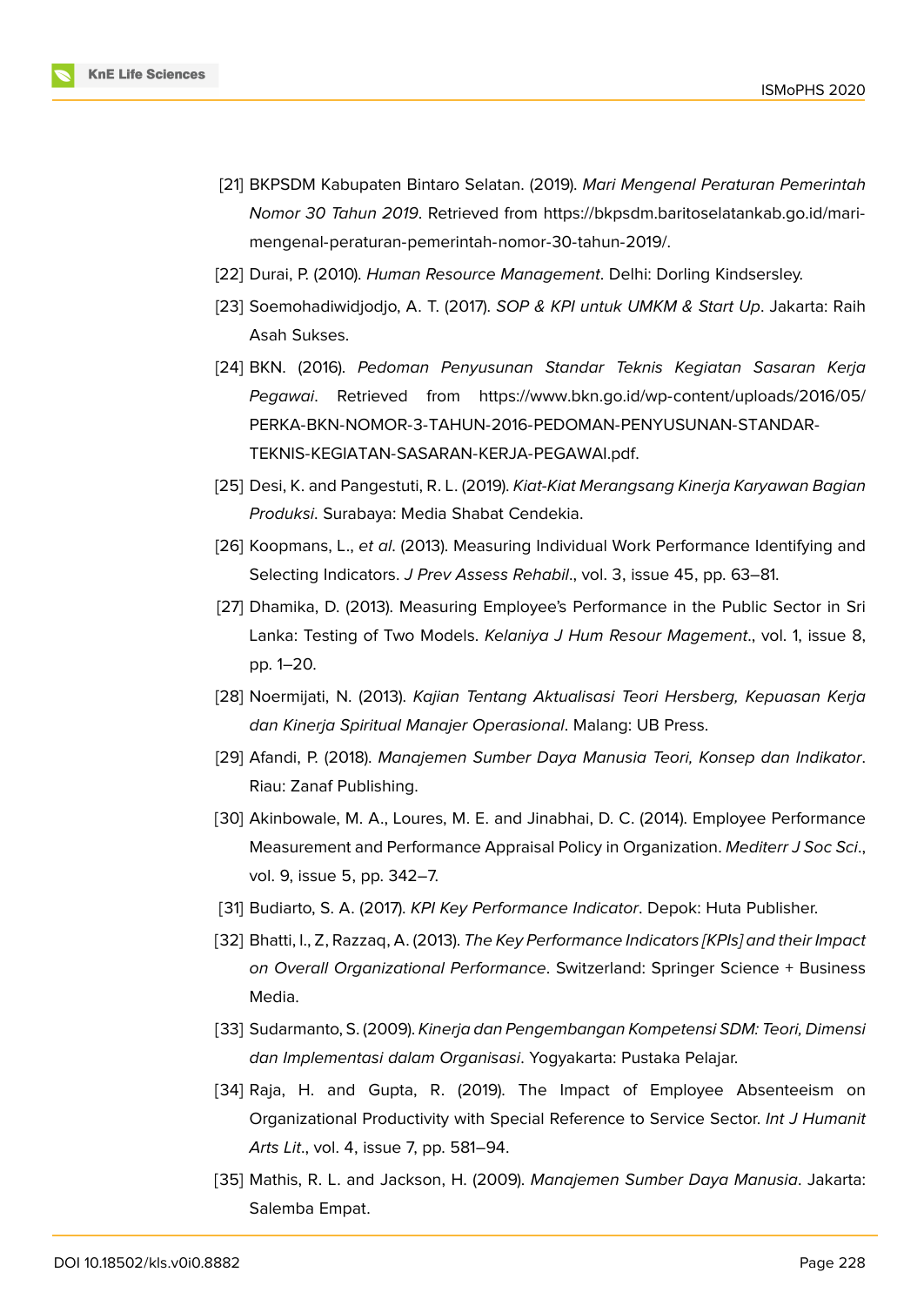[21] BKPSDM Kabupaten Bintaro Selatan. (2019). *Mari Mengenal Peraturan Pemerintah Nomor 30 Tahun 2019*. Retrieved from https://bkpsdm.baritoselatankab.go.id/mari-mengenal-peraturan-pemerintah-nomor-30-tahun-2019/.

[22] Durai, P. (2010). *Human Resource Management*. Delhi: Dorling Kindsersley.

[23] Soemohadiwidjodjo, A. T. (2017). *SOP & KPI untuk UMKM & Start Up*. Jakarta: Raih Asah Sukses.

[24] BKN. (2016). *Pedoman Penyusunan Standar Teknis Kegiatan Sasaran Kerja Pegawai*. Retrieved from https://www.bkn.go.id/wp-content/uploads/2016/05/PERKA-BKN-NOMOR-3-TAHUN-2016-PEDOMAN-PENYUSUNAN-STANDAR-TEKNIS-KEGIATAN-SASARAN-KERJA-PEGAWAI.pdf.

[25] Desi, K. and Pangestuti, R. L. (2019). *Kiat-Kiat Merangsang Kinerja Karyawan Bagian Produksi*. Surabaya: Media Shabat Cendekia.

[26] Koopmans, L., *et al*. (2013). Measuring Individual Work Performance Identifying and Selecting Indicators. *J Prev Assess Rehabil*., vol. 3, issue 45, pp. 63–81.

[27] Dhamika, D. (2013). Measuring Employee's Performance in the Public Sector in Sri Lanka: Testing of Two Models. *Kelaniya J Hum Resour Magement*., vol. 1, issue 8, pp. 1–20.

[28] Noermijati, N. (2013). *Kajian Tentang Aktualisasi Teori Hersberg, Kepuasan Kerja dan Kinerja Spiritual Manajer Operasional*. Malang: UB Press.

[29] Afandi, P. (2018). *Manajemen Sumber Daya Manusia Teori, Konsep dan Indikator*. Riau: Zanaf Publishing.

[30] Akinbowale, M. A., Loures, M. E. and Jinabhai, D. C. (2014). Employee Performance Measurement and Performance Appraisal Policy in Organization. *Mediterr J Soc Sci*., vol. 9, issue 5, pp. 342–7.

[31] Budiarto, S. A. (2017). *KPI Key Performance Indicator*. Depok: Huta Publisher.

[32] Bhatti, I., Z, Razzaq, A. (2013). *The Key Performance Indicators [KPIs] and their Impact on Overall Organizational Performance*. Switzerland: Springer Science + Business Media.

[33] Sudarmanto, S. (2009). *Kinerja dan Pengembangan Kompetensi SDM: Teori, Dimensi dan Implementasi dalam Organisasi*. Yogyakarta: Pustaka Pelajar.

[34] Raja, H. and Gupta, R. (2019). The Impact of Employee Absenteeism on Organizational Productivity with Special Reference to Service Sector. *Int J Humanit Arts Lit*., vol. 4, issue 7, pp. 581–94.

[35] Mathis, R. L. and Jackson, H. (2009). *Manajemen Sumber Daya Manusia*. Jakarta: Salemba Empat.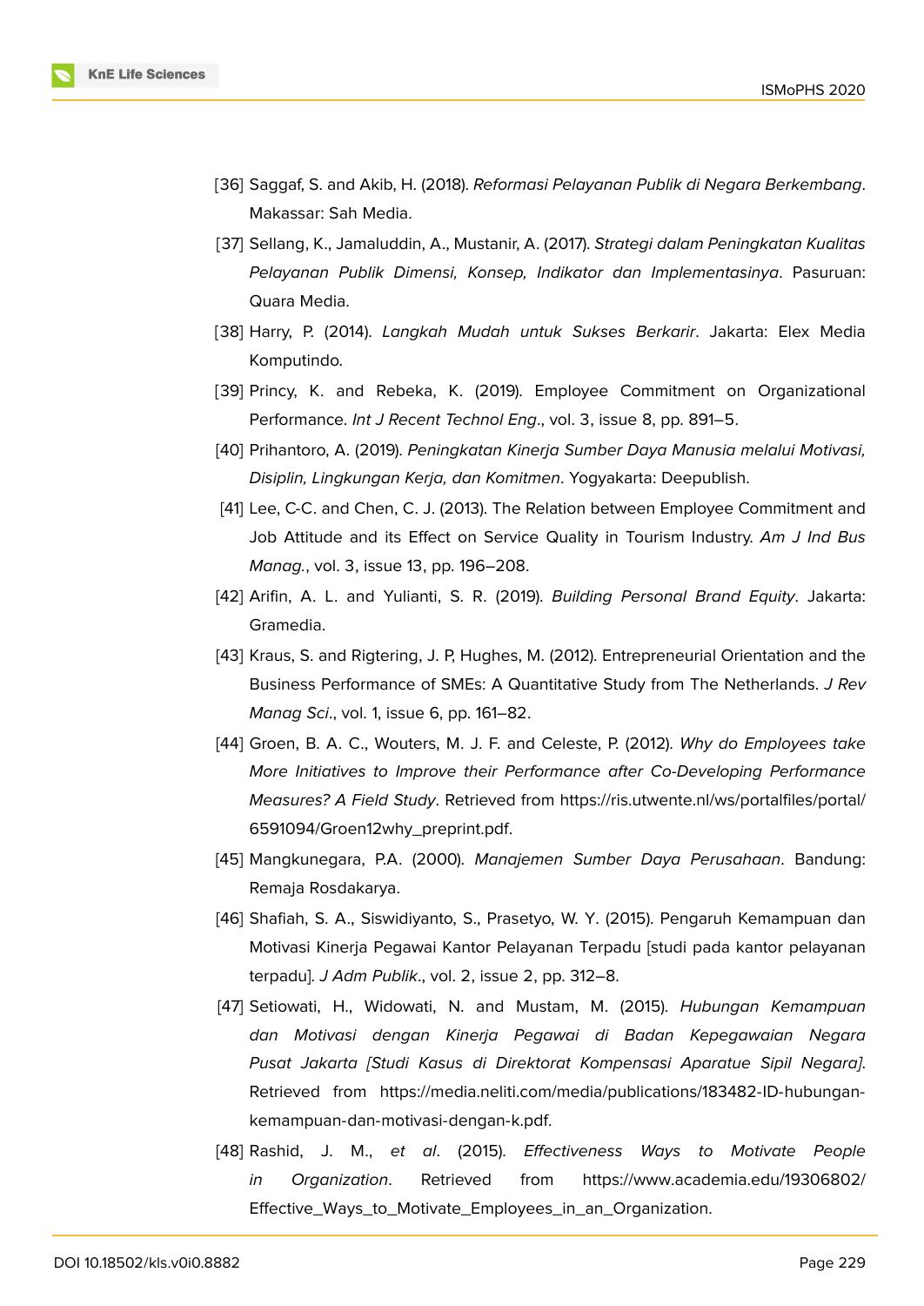[36] Saggaf, S. and Akib, H. (2018). *Reformasi Pelayanan Publik di Negara Berkembang*. Makassar: Sah Media.

[37] Sellang, K., Jamaluddin, A., Mustanir, A. (2017). *Strategi dalam Peningkatan Kualitas Pelayanan Publik Dimensi, Konsep, Indikator dan Implementasinya*. Pasuruan: Quara Media.

[38] Harry, P. (2014). *Langkah Mudah untuk Sukses Berkarir*. Jakarta: Elex Media Komputindo.

[39] Princy, K. and Rebeka, K. (2019). Employee Commitment on Organizational Performance. *Int J Recent Technol Eng*., vol. 3, issue 8, pp. 891–5.

[40] Prihantoro, A. (2019). *Peningkatan Kinerja Sumber Daya Manusia melalui Motivasi, Disiplin, Lingkungan Kerja, dan Komitmen*. Yogyakarta: Deepublish.

[41] Lee, C-C. and Chen, C. J. (2013). The Relation between Employee Commitment and Job Attitude and its Effect on Service Quality in Tourism Industry. *Am J Ind Bus Manag.*, vol. 3, issue 13, pp. 196–208.

[42] Arifin, A. L. and Yulianti, S. R. (2019). *Building Personal Brand Equity*. Jakarta: Gramedia.

[43] Kraus, S. and Rigtering, J. P, Hughes, M. (2012). Entrepreneurial Orientation and the Business Performance of SMEs: A Quantitative Study from The Netherlands. *J Rev Manag Sci*., vol. 1, issue 6, pp. 161–82.

[44] Groen, B. A. C., Wouters, M. J. F. and Celeste, P. (2012). *Why do Employees take More Initiatives to Improve their Performance after Co-Developing Performance Measures? A Field Study*. Retrieved from https://ris.utwente.nl/ws/portalfiles/portal/6591094/Groen12why_preprint.pdf.

[45] Mangkunegara, P.A. (2000). *Manajemen Sumber Daya Perusahaan*. Bandung: Remaja Rosdakarya.

[46] Shafiah, S. A., Siswidiyanto, S., Prasetyo, W. Y. (2015). Pengaruh Kemampuan dan Motivasi Kinerja Pegawai Kantor Pelayanan Terpadu [studi pada kantor pelayanan terpadu]. *J Adm Publik*., vol. 2, issue 2, pp. 312–8.

[47] Setiowati, H., Widowati, N. and Mustam, M. (2015). *Hubungan Kemampuan dan Motivasi dengan Kinerja Pegawai di Badan Kepegawaian Negara Pusat Jakarta [Studi Kasus di Direktorat Kompensasi Aparatue Sipil Negara]*. Retrieved from https://media.neliti.com/media/publications/183482-ID-hubungan-kemampuan-dan-motivasi-dengan-k.pdf.

[48] Rashid, J. M., *et al*. (2015). *Effectiveness Ways to Motivate People in Organization*. Retrieved from https://www.academia.edu/19306802/Effective_Ways_to_Motivate_Employees_in_an_Organization.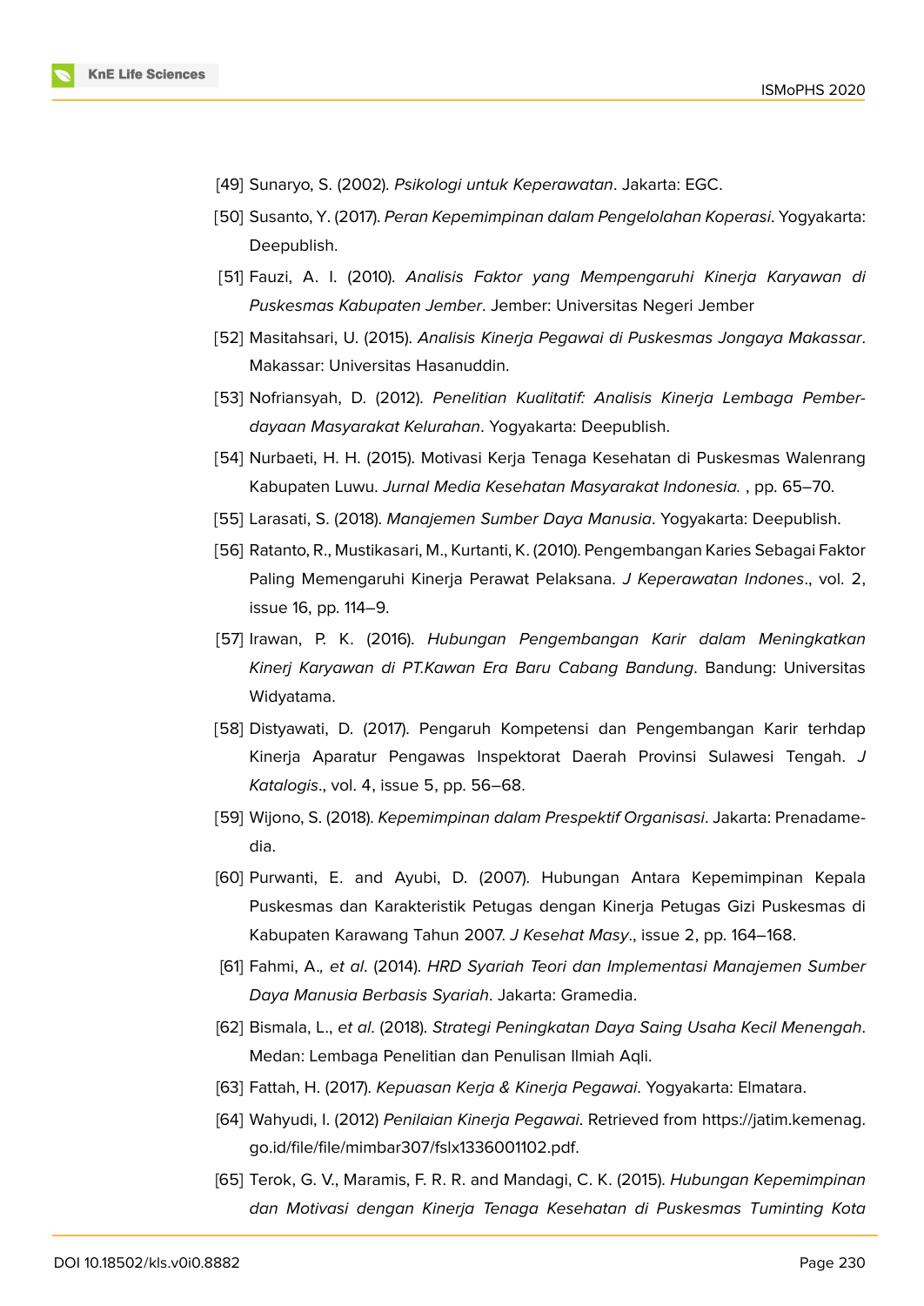[49] Sunaryo, S. (2002). *Psikologi untuk Keperawatan*. Jakarta: EGC.

[50] Susanto, Y. (2017). *Peran Kepemimpinan dalam Pengelolahan Koperasi*. Yogyakarta: Deepublish.

[51] Fauzi, A. I. (2010). *Analisis Faktor yang Mempengaruhi Kinerja Karyawan di Puskesmas Kabupaten Jember*. Jember: Universitas Negeri Jember

[52] Masitahsari, U. (2015). *Analisis Kinerja Pegawai di Puskesmas Jongaya Makassar*. Makassar: Universitas Hasanuddin.

[53] Nofriansyah, D. (2012). *Penelitian Kualitatif: Analisis Kinerja Lembaga Pemberdayaan Masyarakat Kelurahan*. Yogyakarta: Deepublish.

[54] Nurbaeti, H. H. (2015). Motivasi Kerja Tenaga Kesehatan di Puskesmas Walenrang Kabupaten Luwu. *Jurnal Media Kesehatan Masyarakat Indonesia.* , pp. 65–70.

[55] Larasati, S. (2018). *Manajemen Sumber Daya Manusia*. Yogyakarta: Deepublish.

[56] Ratanto, R., Mustikasari, M., Kurtanti, K. (2010). Pengembangan Karies Sebagai Faktor Paling Memengaruhi Kinerja Perawat Pelaksana. *J Keperawatan Indones*., vol. 2, issue 16, pp. 114–9.

[57] Irawan, P. K. (2016). *Hubungan Pengembangan Karir dalam Meningkatkan Kinerj Karyawan di PT.Kawan Era Baru Cabang Bandung*. Bandung: Universitas Widyatama.

[58] Distyawati, D. (2017). Pengaruh Kompetensi dan Pengembangan Karir terhdap Kinerja Aparatur Pengawas Inspektorat Daerah Provinsi Sulawesi Tengah. *J Katalogis*., vol. 4, issue 5, pp. 56–68.

[59] Wijono, S. (2018). *Kepemimpinan dalam Prespektif Organisasi*. Jakarta: Prenadamedia.

[60] Purwanti, E. and Ayubi, D. (2007). Hubungan Antara Kepemimpinan Kepala Puskesmas dan Karakteristik Petugas dengan Kinerja Petugas Gizi Puskesmas di Kabupaten Karawang Tahun 2007. *J Kesehat Masy*., issue 2, pp. 164–168.

[61] Fahmi, A.*, et al*. (2014). *HRD Syariah Teori dan Implementasi Manajemen Sumber Daya Manusia Berbasis Syariah*. Jakarta: Gramedia.

[62] Bismala, L., *et al*. (2018). *Strategi Peningkatan Daya Saing Usaha Kecil Menengah*. Medan: Lembaga Penelitian dan Penulisan Ilmiah Aqli.

[63] Fattah, H. (2017). *Kepuasan Kerja & Kinerja Pegawai*. Yogyakarta: Elmatara.

[64] Wahyudi, I. (2012) *Penilaian Kinerja Pegawai*. Retrieved from https://jatim.kemenag.go.id/file/file/mimbar307/fslx1336001102.pdf.

[65] Terok, G. V., Maramis, F. R. R. and Mandagi, C. K. (2015). *Hubungan Kepemimpinan dan Motivasi dengan Kinerja Tenaga Kesehatan di Puskesmas Tuminting Kota*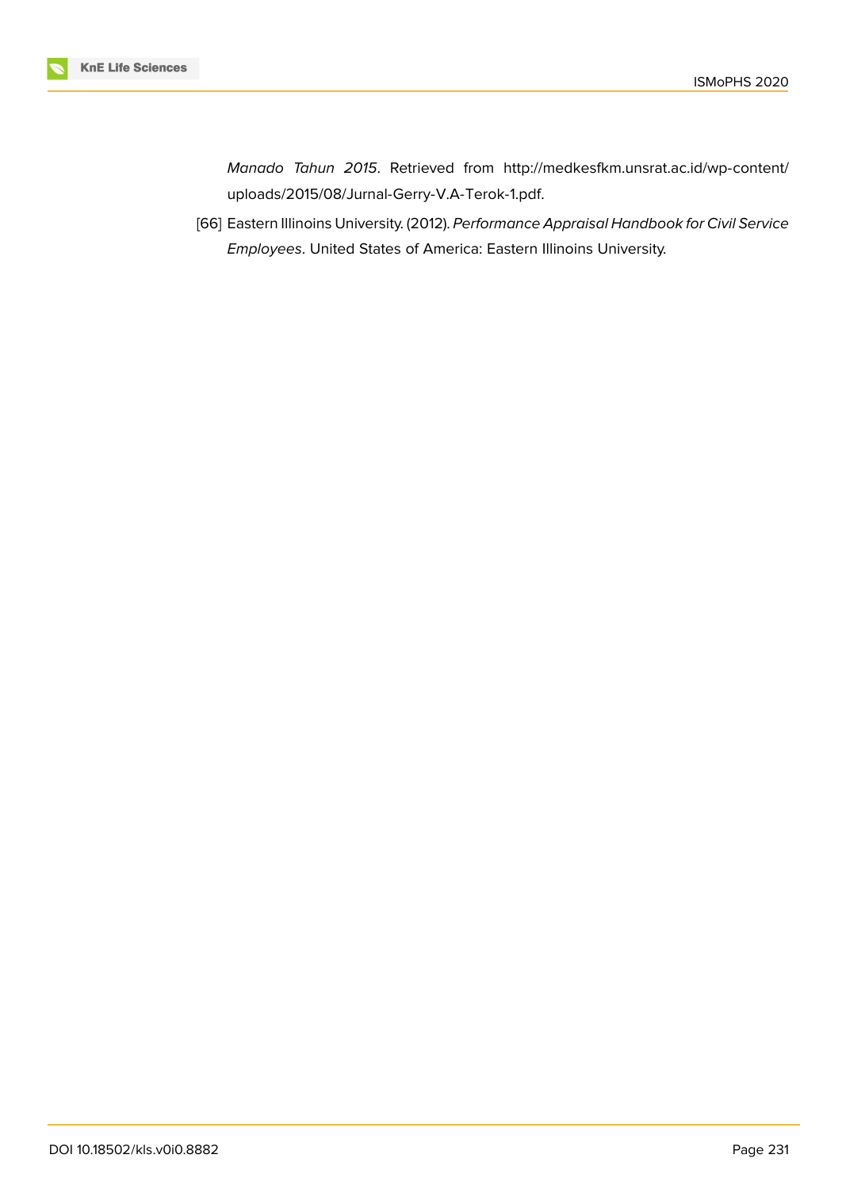*Manado Tahun 2015*. Retrieved from http://medkesfkm.unsrat.ac.id/wp-content/uploads/2015/08/Jurnal-Gerry-V.A-Terok-1.pdf.

[66] Eastern Illinoins University. (2012). *Performance Appraisal Handbook for Civil Service Employees*. United States of America: Eastern Illinoins University.